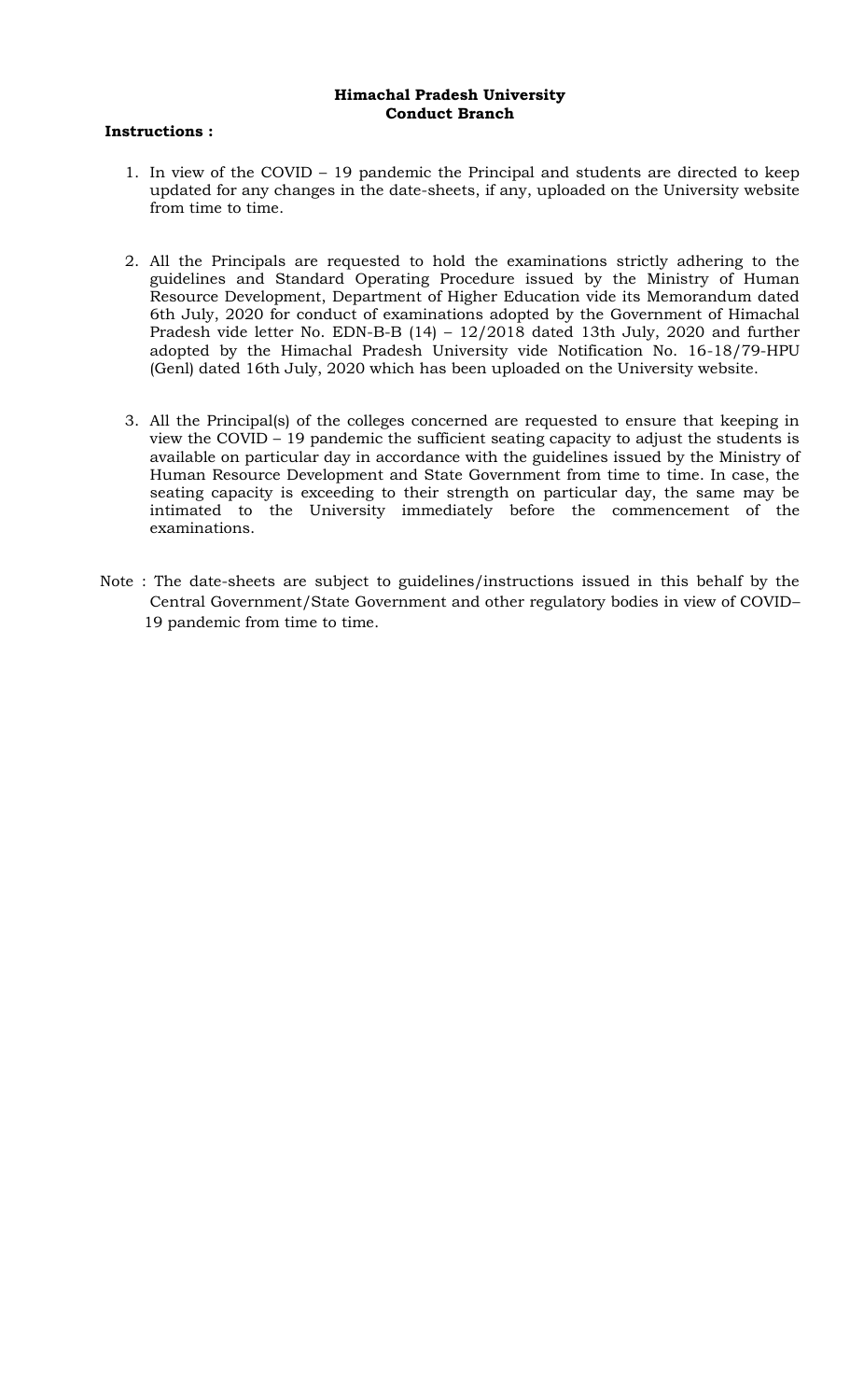**Himachal Pradesh University**
**Conduct Branch**

**Instructions :**

1. In view of the COVID – 19 pandemic the Principal and students are directed to keep updated for any changes in the date-sheets, if any, uploaded on the University website from time to time.

2. All the Principals are requested to hold the examinations strictly adhering to the guidelines and Standard Operating Procedure issued by the Ministry of Human Resource Development, Department of Higher Education vide its Memorandum dated 6th July, 2020 for conduct of examinations adopted by the Government of Himachal Pradesh vide letter No. EDN-B-B (14) – 12/2018 dated 13th July, 2020 and further adopted by the Himachal Pradesh University vide Notification No. 16-18/79-HPU (Genl) dated 16th July, 2020 which has been uploaded on the University website.

3. All the Principal(s) of the colleges concerned are requested to ensure that keeping in view the COVID – 19 pandemic the sufficient seating capacity to adjust the students is available on particular day in accordance with the guidelines issued by the Ministry of Human Resource Development and State Government from time to time. In case, the seating capacity is exceeding to their strength on particular day, the same may be intimated to the University immediately before the commencement of the examinations.

Note : The date-sheets are subject to guidelines/instructions issued in this behalf by the Central Government/State Government and other regulatory bodies in view of COVID–19 pandemic from time to time.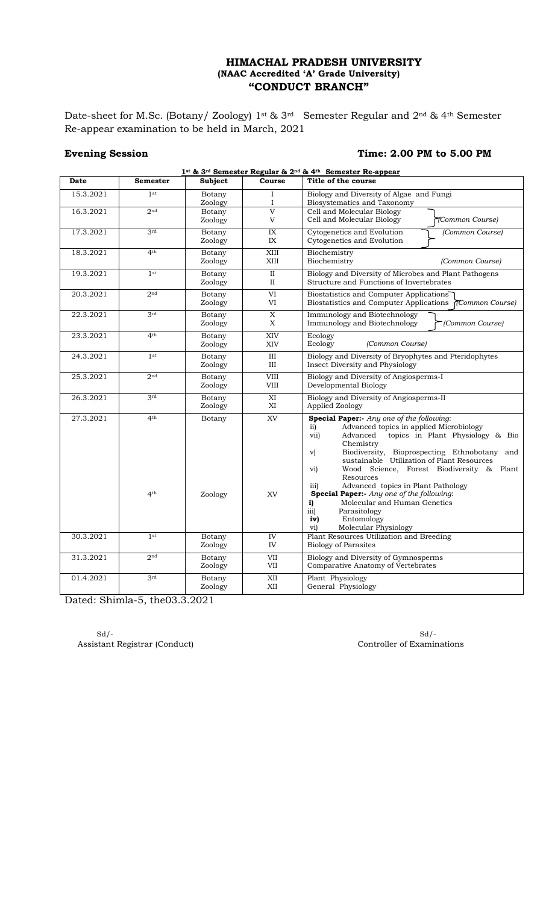# HIMACHAL PRADESH UNIVERSITY
## (NAAC Accredited 'A' Grade University)
## "CONDUCT BRANCH"

Date-sheet for M.Sc. (Botany/ Zoology) 1st & 3rd Semester Regular and 2nd & 4th Semester Re-appear examination to be held in March, 2021

**Evening Session** **Time: 2.00 PM to 5.00 PM**

**1st & 3rd Semester Regular & 2nd & 4th Semester Re-appear**

| Date | Semester | Subject | Course | Title of the course |
|---|---|---|---|---|
| 15.3.2021 | 1st | Botany<br>Zoology | I<br>I | Biology and Diversity of Algae and Fungi<br>Biosystematics and Taxonomy |
| 16.3.2021 | 2nd | Botany<br>Zoology | V<br>V | Cell and Molecular Biology<br>Cell and Molecular Biology *(Common Course)* |
| 17.3.2021 | 3rd | Botany<br>Zoology | IX<br>IX | Cytogenetics and Evolution *(Common Course)*<br>Cytogenetics and Evolution |
| 18.3.2021 | 4th | Botany<br>Zoology | XIII<br>XIII | Biochemistry<br>Biochemistry *(Common Course)* |
| 19.3.2021 | 1st | Botany<br>Zoology | II<br>II | Biology and Diversity of Microbes and Plant Pathogens<br>Structure and Functions of Invertebrates |
| 20.3.2021 | 2nd | Botany<br>Zoology | VI<br>VI | Biostatistics and Computer Applications<br>Biostatistics and Computer Applications *(Common Course)* |
| 22.3.2021 | 3rd | Botany<br>Zoology | X<br>X | Immunology and Biotechnology<br>Immunology and Biotechnology *(Common Course)* |
| 23.3.2021 | 4th | Botany<br>Zoology | XIV<br>XIV | Ecology<br>Ecology *(Common Course)* |
| 24.3.2021 | 1st | Botany<br>Zoology | III<br>III | Biology and Diversity of Bryophytes and Pteridophytes<br>Insect Diversity and Physiology |
| 25.3.2021 | 2nd | Botany<br>Zoology | VIII<br>VIII | Biology and Diversity of Angiosperms-I<br>Developmental Biology |
| 26.3.2021 | 3rd | Botany<br>Zoology | XI<br>XI | Biology and Diversity of Angiosperms-II<br>Applied Zoology |
| 27.3.2021 | 4th | Botany | XV | **Special Paper:-** *Any one of the following:*<br>ii) Advanced topics in applied Microbiology<br>vii) Advanced topics in Plant Physiology & Bio Chemistry<br>v) Biodiversity, Bioprospecting Ethnobotany and sustainable Utilization of Plant Resources<br>vi) Wood Science, Forest Biodiversity & Plant Resources<br>iii) Advanced topics in Plant Pathology |
| | 4th | Zoology | XV | **Special Paper:-** *Any one of the following*:<br>**i)** Molecular and Human Genetics<br>iii) Parasitology<br>**iv)** Entomology<br>vi) Molecular Physiology |
| 30.3.2021 | 1st | Botany<br>Zoology | IV<br>IV | Plant Resources Utilization and Breeding<br>Biology of Parasites |
| 31.3.2021 | 2nd | Botany<br>Zoology | VII<br>VII | Biology and Diversity of Gymnosperms<br>Comparative Anatomy of Vertebrates |
| 01.4.2021 | 3rd | Botany<br>Zoology | XII<br>XII | Plant Physiology<br>General Physiology |

Dated: Shimla-5, the03.3.2021

Sd/-
Assistant Registrar (Conduct)

Sd/-
Controller of Examinations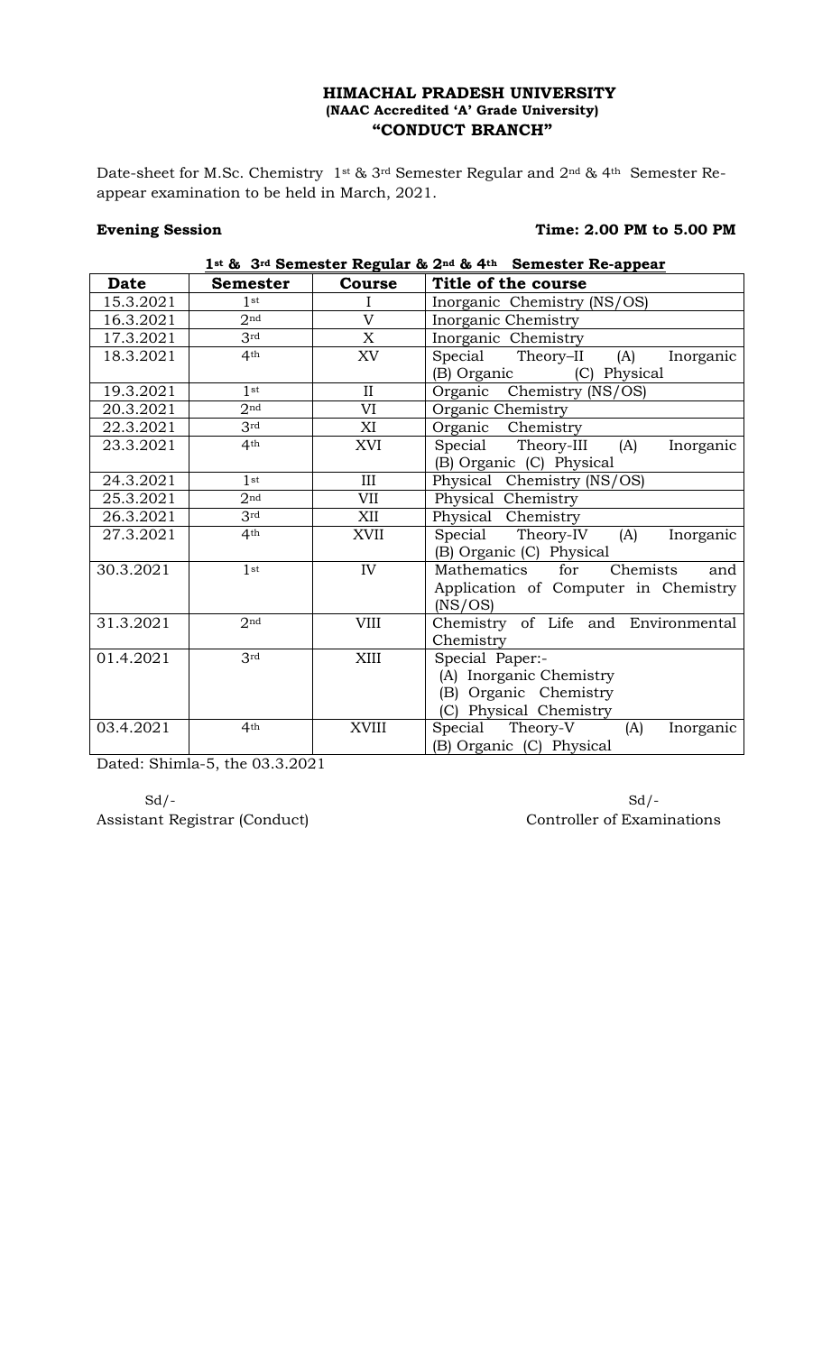**HIMACHAL PRADESH UNIVERSITY**
**(NAAC Accredited 'A' Grade University)**
**"CONDUCT BRANCH"**

Date-sheet for M.Sc. Chemistry 1st & 3rd Semester Regular and 2nd & 4th Semester Re-appear examination to be held in March, 2021.

**Evening Session** **Time: 2.00 PM to 5.00 PM**

**1st & 3rd Semester Regular & 2nd & 4th Semester Re-appear**

| Date | Semester | Course | Title of the course |
|---|---|---|---|
| 15.3.2021 | 1st | I | Inorganic Chemistry (NS/OS) |
| 16.3.2021 | 2nd | V | Inorganic Chemistry |
| 17.3.2021 | 3rd | X | Inorganic Chemistry |
| 18.3.2021 | 4th | XV | Special Theory–II (A) Inorganic (B) Organic (C) Physical |
| 19.3.2021 | 1st | II | Organic Chemistry (NS/OS) |
| 20.3.2021 | 2nd | VI | Organic Chemistry |
| 22.3.2021 | 3rd | XI | Organic Chemistry |
| 23.3.2021 | 4th | XVI | Special Theory-III (A) Inorganic (B) Organic (C) Physical |
| 24.3.2021 | 1st | III | Physical Chemistry (NS/OS) |
| 25.3.2021 | 2nd | VII | Physical Chemistry |
| 26.3.2021 | 3rd | XII | Physical Chemistry |
| 27.3.2021 | 4th | XVII | Special Theory-IV (A) Inorganic (B) Organic (C) Physical |
| 30.3.2021 | 1st | IV | Mathematics for Chemists and Application of Computer in Chemistry (NS/OS) |
| 31.3.2021 | 2nd | VIII | Chemistry of Life and Environmental Chemistry |
| 01.4.2021 | 3rd | XIII | Special Paper:- (A) Inorganic Chemistry (B) Organic Chemistry (C) Physical Chemistry |
| 03.4.2021 | 4th | XVIII | Special Theory-V (A) Inorganic (B) Organic (C) Physical |

Dated: Shimla-5, the 03.3.2021

Sd/-
Assistant Registrar (Conduct)

Sd/-
Controller of Examinations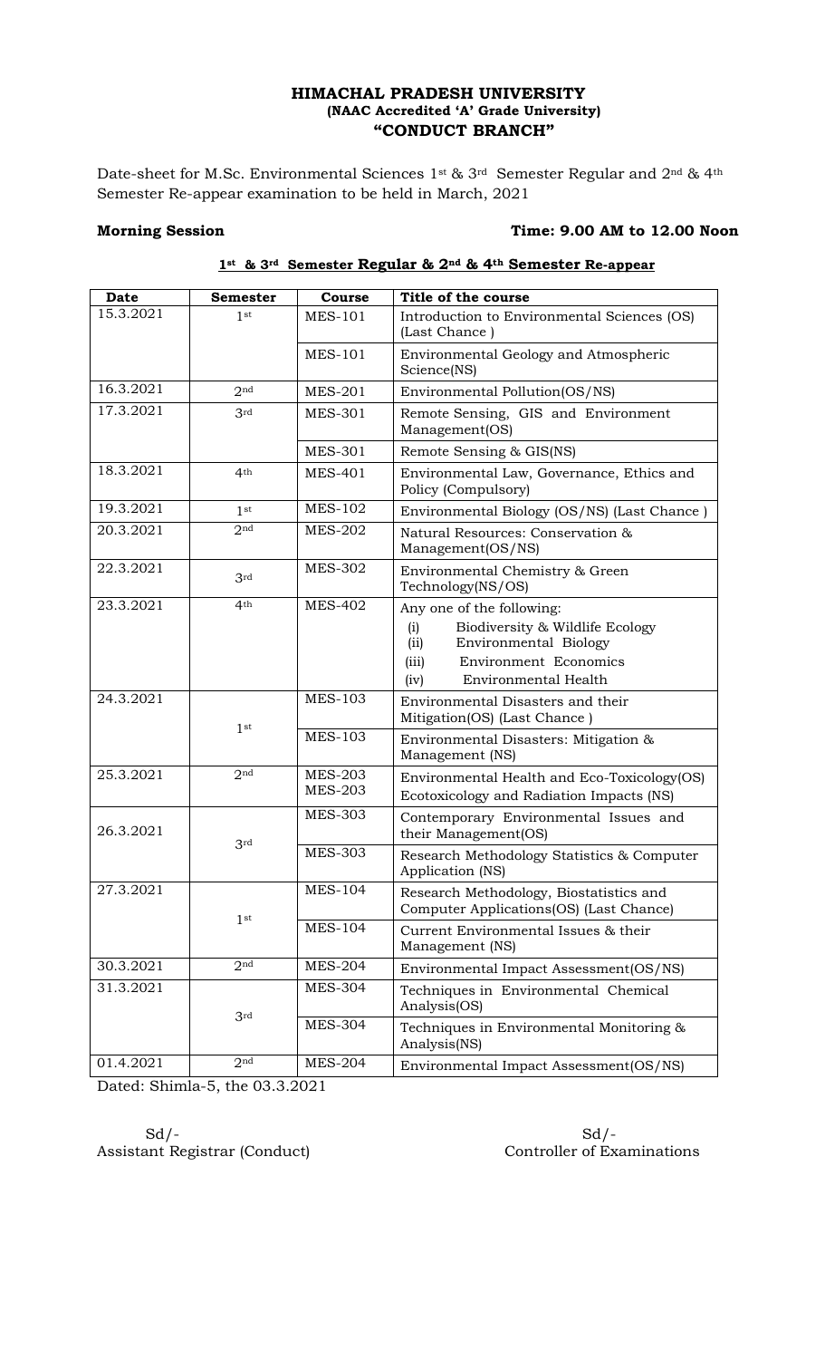**HIMACHAL PRADESH UNIVERSITY**
**(NAAC Accredited 'A' Grade University)**
**"CONDUCT BRANCH"**

Date-sheet for M.Sc. Environmental Sciences 1st & 3rd Semester Regular and 2nd & 4th Semester Re-appear examination to be held in March, 2021

**Morning Session** **Time: 9.00 AM to 12.00 Noon**

**1st & 3rd Semester Regular & 2nd & 4th Semester Re-appear**

| Date | Semester | Course | Title of the course |
|---|---|---|---|
| 15.3.2021 | 1st | MES-101 | Introduction to Environmental Sciences (OS) (Last Chance ) |
| | | MES-101 | Environmental Geology and Atmospheric Science(NS) |
| 16.3.2021 | 2nd | MES-201 | Environmental Pollution(OS/NS) |
| 17.3.2021 | 3rd | MES-301 | Remote Sensing, GIS and Environment Management(OS) |
| | | MES-301 | Remote Sensing & GIS(NS) |
| 18.3.2021 | 4th | MES-401 | Environmental Law, Governance, Ethics and Policy (Compulsory) |
| 19.3.2021 | 1st | MES-102 | Environmental Biology (OS/NS) (Last Chance ) |
| 20.3.2021 | 2nd | MES-202 | Natural Resources: Conservation & Management(OS/NS) |
| 22.3.2021 | 3rd | MES-302 | Environmental Chemistry & Green Technology(NS/OS) |
| 23.3.2021 | 4th | MES-402 | Any one of the following: (i) Biodiversity & Wildlife Ecology (ii) Environmental Biology (iii) Environment Economics (iv) Environmental Health |
| 24.3.2021 | 1st | MES-103 | Environmental Disasters and their Mitigation(OS) (Last Chance ) |
| | | MES-103 | Environmental Disasters: Mitigation & Management (NS) |
| 25.3.2021 | 2nd | MES-203 MES-203 | Environmental Health and Eco-Toxicology(OS) Ecotoxicology and Radiation Impacts (NS) |
| 26.3.2021 | 3rd | MES-303 | Contemporary Environmental Issues and their Management(OS) |
| | | MES-303 | Research Methodology Statistics & Computer Application (NS) |
| 27.3.2021 | 1st | MES-104 | Research Methodology, Biostatistics and Computer Applications(OS) (Last Chance) |
| | | MES-104 | Current Environmental Issues & their Management (NS) |
| 30.3.2021 | 2nd | MES-204 | Environmental Impact Assessment(OS/NS) |
| 31.3.2021 | 3rd | MES-304 | Techniques in Environmental Chemical Analysis(OS) |
| | | MES-304 | Techniques in Environmental Monitoring & Analysis(NS) |
| 01.4.2021 | 2nd | MES-204 | Environmental Impact Assessment(OS/NS) |

Dated: Shimla-5, the 03.3.2021

Sd/-
Assistant Registrar (Conduct)

Sd/-
Controller of Examinations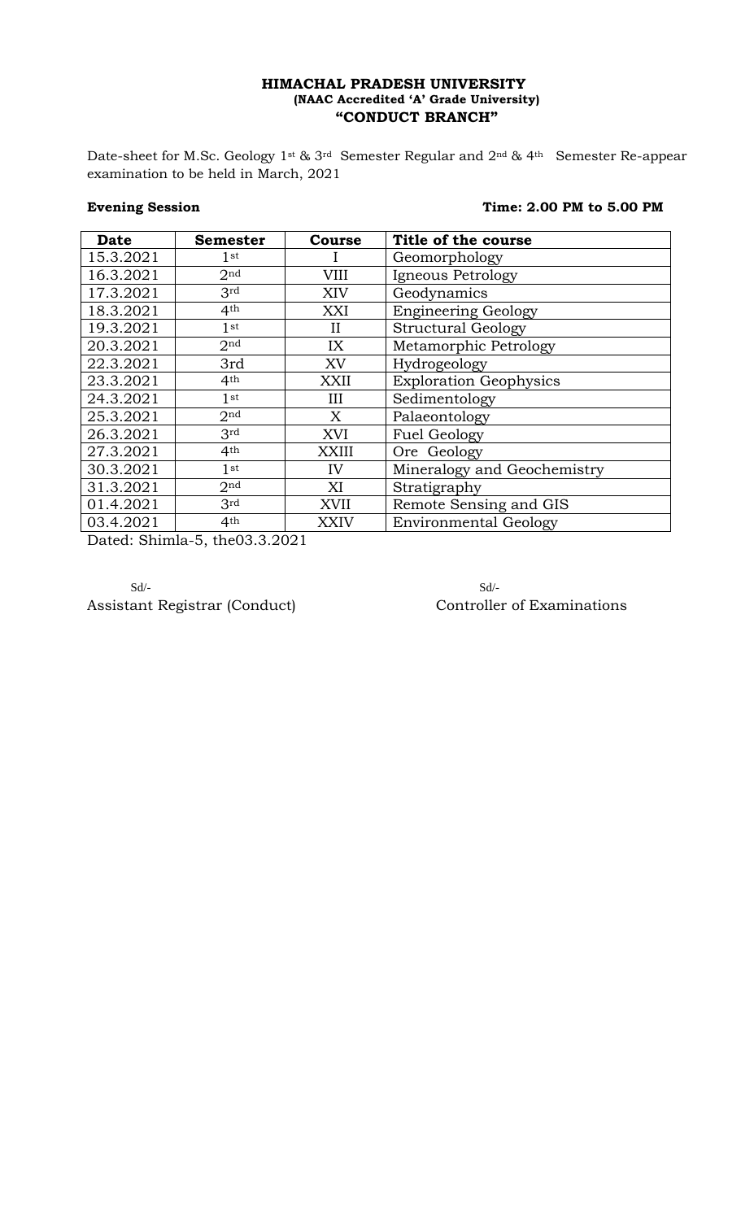**HIMACHAL PRADESH UNIVERSITY**
**(NAAC Accredited 'A' Grade University)**
**"CONDUCT BRANCH"**

Date-sheet for M.Sc. Geology 1st & 3rd Semester Regular and 2nd & 4th Semester Re-appear examination to be held in March, 2021

**Evening Session** **Time: 2.00 PM to 5.00 PM**

| Date | Semester | Course | Title of the course |
|---|---|---|---|
| 15.3.2021 | 1st | I | Geomorphology |
| 16.3.2021 | 2nd | VIII | Igneous Petrology |
| 17.3.2021 | 3rd | XIV | Geodynamics |
| 18.3.2021 | 4th | XXI | Engineering Geology |
| 19.3.2021 | 1st | II | Structural Geology |
| 20.3.2021 | 2nd | IX | Metamorphic Petrology |
| 22.3.2021 | 3rd | XV | Hydrogeology |
| 23.3.2021 | 4th | XXII | Exploration Geophysics |
| 24.3.2021 | 1st | III | Sedimentology |
| 25.3.2021 | 2nd | X | Palaeontology |
| 26.3.2021 | 3rd | XVI | Fuel Geology |
| 27.3.2021 | 4th | XXIII | Ore Geology |
| 30.3.2021 | 1st | IV | Mineralogy and Geochemistry |
| 31.3.2021 | 2nd | XI | Stratigraphy |
| 01.4.2021 | 3rd | XVII | Remote Sensing and GIS |
| 03.4.2021 | 4th | XXIV | Environmental Geology |

Dated: Shimla-5, the03.3.2021

Sd/-
Assistant Registrar (Conduct)

Sd/-
Controller of Examinations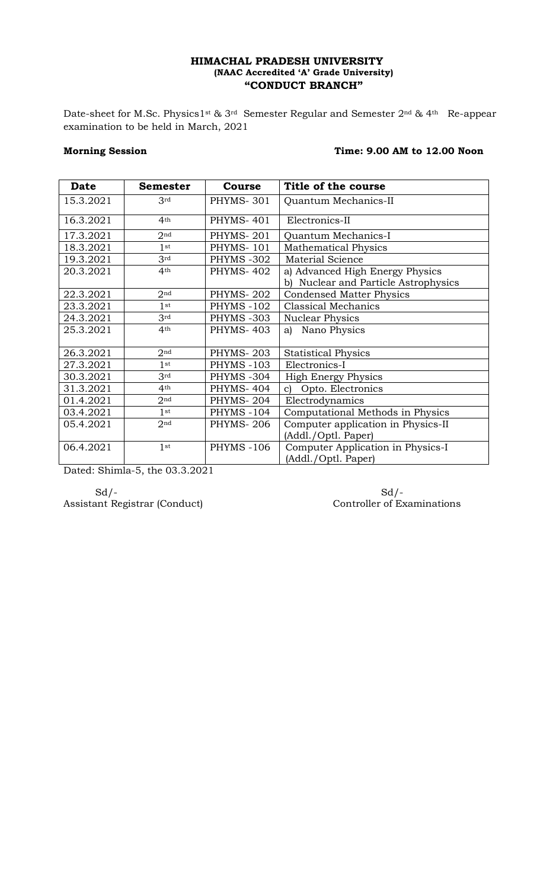**HIMACHAL PRADESH UNIVERSITY**
**(NAAC Accredited 'A' Grade University)**
**"CONDUCT BRANCH"**

Date-sheet for M.Sc. Physics1st & 3rd Semester Regular and Semester 2nd & 4th Re-appear examination to be held in March, 2021

**Morning Session** **Time: 9.00 AM to 12.00 Noon**

| Date | Semester | Course | Title of the course |
|---|---|---|---|
| 15.3.2021 | 3rd | PHYMS- 301 | Quantum Mechanics-II |
| 16.3.2021 | 4th | PHYMS- 401 | Electronics-II |
| 17.3.2021 | 2nd | PHYMS- 201 | Quantum Mechanics-I |
| 18.3.2021 | 1st | PHYMS- 101 | Mathematical Physics |
| 19.3.2021 | 3rd | PHYMS -302 | Material Science |
| 20.3.2021 | 4th | PHYMS- 402 | a) Advanced High Energy Physics<br>b) Nuclear and Particle Astrophysics |
| 22.3.2021 | 2nd | PHYMS- 202 | Condensed Matter Physics |
| 23.3.2021 | 1st | PHYMS -102 | Classical Mechanics |
| 24.3.2021 | 3rd | PHYMS -303 | Nuclear Physics |
| 25.3.2021 | 4th | PHYMS- 403 | a) Nano Physics |
| 26.3.2021 | 2nd | PHYMS- 203 | Statistical Physics |
| 27.3.2021 | 1st | PHYMS -103 | Electronics-I |
| 30.3.2021 | 3rd | PHYMS -304 | High Energy Physics |
| 31.3.2021 | 4th | PHYMS- 404 | c) Opto. Electronics |
| 01.4.2021 | 2nd | PHYMS- 204 | Electrodynamics |
| 03.4.2021 | 1st | PHYMS -104 | Computational Methods in Physics |
| 05.4.2021 | 2nd | PHYMS- 206 | Computer application in Physics-II (Addl./Optl. Paper) |
| 06.4.2021 | 1st | PHYMS -106 | Computer Application in Physics-I (Addl./Optl. Paper) |

Dated: Shimla-5, the 03.3.2021

Sd/-
Assistant Registrar (Conduct)

Sd/-
Controller of Examinations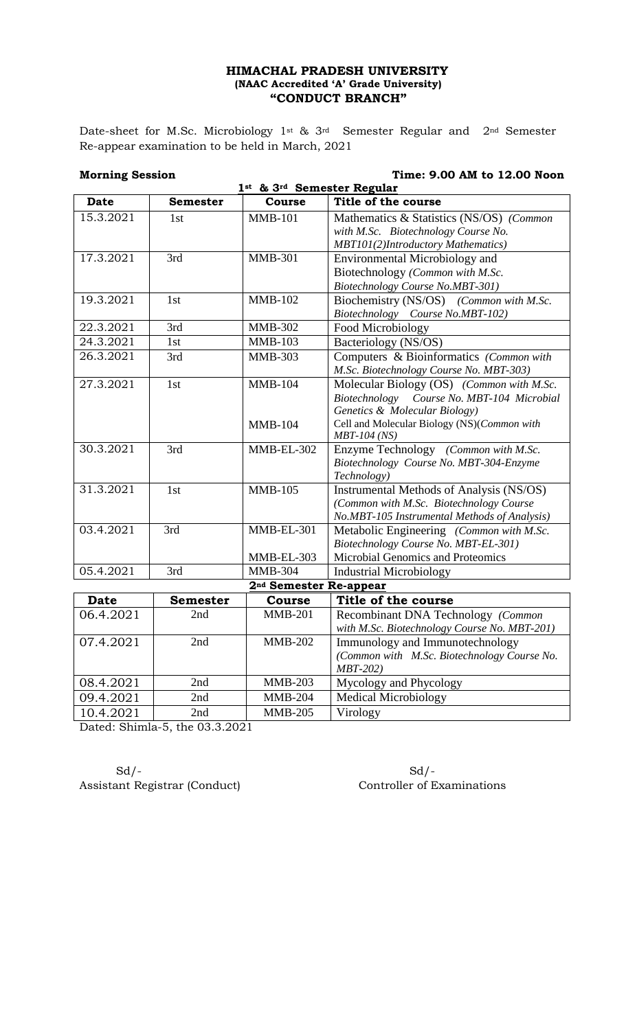**HIMACHAL PRADESH UNIVERSITY**
**(NAAC Accredited 'A' Grade University)**
**"CONDUCT BRANCH"**

Date-sheet for M.Sc. Microbiology 1st & 3rd Semester Regular and 2nd Semester Re-appear examination to be held in March, 2021

**Morning Session** **Time: 9.00 AM to 12.00 Noon**

**1st & 3rd Semester Regular**

| Date | Semester | Course | Title of the course |
|---|---|---|---|
| 15.3.2021 | 1st | MMB-101 | Mathematics & Statistics (NS/OS) *(Common with M.Sc. Biotechnology Course No. MBT101(2)Introductory Mathematics)* |
| 17.3.2021 | 3rd | MMB-301 | Environmental Microbiology and Biotechnology *(Common with M.Sc. Biotechnology Course No.MBT-301)* |
| 19.3.2021 | 1st | MMB-102 | Biochemistry (NS/OS) *(Common with M.Sc. Biotechnology Course No.MBT-102)* |
| 22.3.2021 | 3rd | MMB-302 | Food Microbiology |
| 24.3.2021 | 1st | MMB-103 | Bacteriology (NS/OS) |
| 26.3.2021 | 3rd | MMB-303 | Computers & Bioinformatics *(Common with M.Sc. Biotechnology Course No. MBT-303)* |
| 27.3.2021 | 1st | MMB-104<br><br>MMB-104 | Molecular Biology (OS) *(Common with M.Sc. Biotechnology Course No. MBT-104 Microbial Genetics & Molecular Biology)*<br>Cell and Molecular Biology (NS)*(Common with MBT-104 (NS)* |
| 30.3.2021 | 3rd | MMB-EL-302 | Enzyme Technology *(Common with M.Sc. Biotechnology Course No. MBT-304-Enzyme Technology)* |
| 31.3.2021 | 1st | MMB-105 | Instrumental Methods of Analysis (NS/OS) *(Common with M.Sc. Biotechnology Course No.MBT-105 Instrumental Methods of Analysis)* |
| 03.4.2021 | 3rd | MMB-EL-301<br><br>MMB-EL-303 | Metabolic Engineering *(Common with M.Sc. Biotechnology Course No. MBT-EL-301)*<br>Microbial Genomics and Proteomics |
| 05.4.2021 | 3rd | MMB-304 | Industrial Microbiology |

**2nd Semester Re-appear**

| Date | Semester | Course | Title of the course |
|---|---|---|---|
| 06.4.2021 | 2nd | MMB-201 | Recombinant DNA Technology *(Common with M.Sc. Biotechnology Course No. MBT-201)* |
| 07.4.2021 | 2nd | MMB-202 | Immunology and Immunotechnology *(Common with M.Sc. Biotechnology Course No. MBT-202)* |
| 08.4.2021 | 2nd | MMB-203 | Mycology and Phycology |
| 09.4.2021 | 2nd | MMB-204 | Medical Microbiology |
| 10.4.2021 | 2nd | MMB-205 | Virology |

Dated: Shimla-5, the 03.3.2021

Sd/-
Assistant Registrar (Conduct)

Sd/-
Controller of Examinations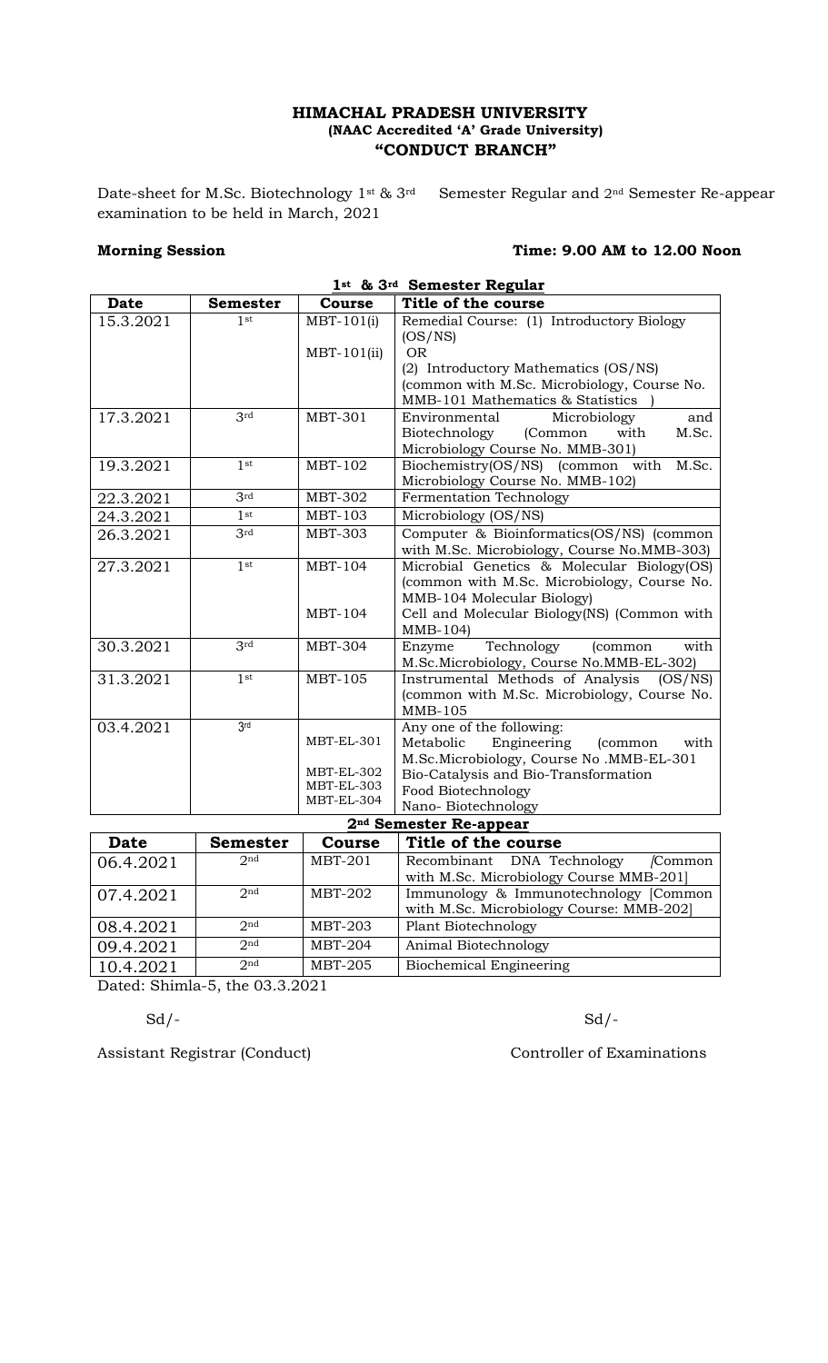# HIMACHAL PRADESH UNIVERSITY
**(NAAC Accredited 'A' Grade University)**
**"CONDUCT BRANCH"**

Date-sheet for M.Sc. Biotechnology 1st & 3rd Semester Regular and 2nd Semester Re-appear examination to be held in March, 2021

**Morning Session** **Time: 9.00 AM to 12.00 Noon**

**1st & 3rd Semester Regular**

| Date | Semester | Course | Title of the course |
|---|---|---|---|
| 15.3.2021 | 1st | MBT-101(i)<br><br>MBT-101(ii) | Remedial Course: (1) Introductory Biology (OS/NS)<br>OR<br>(2) Introductory Mathematics (OS/NS) (common with M.Sc. Microbiology, Course No. MMB-101 Mathematics & Statistics ) |
| 17.3.2021 | 3rd | MBT-301 | Environmental Microbiology and Biotechnology (Common with M.Sc. Microbiology Course No. MMB-301) |
| 19.3.2021 | 1st | MBT-102 | Biochemistry(OS/NS) (common with M.Sc. Microbiology Course No. MMB-102) |
| 22.3.2021 | 3rd | MBT-302 | Fermentation Technology |
| 24.3.2021 | 1st | MBT-103 | Microbiology (OS/NS) |
| 26.3.2021 | 3rd | MBT-303 | Computer & Bioinformatics(OS/NS) (common with M.Sc. Microbiology, Course No.MMB-303) |
| 27.3.2021 | 1st | MBT-104<br><br>MBT-104 | Microbial Genetics & Molecular Biology(OS) (common with M.Sc. Microbiology, Course No. MMB-104 Molecular Biology)<br>Cell and Molecular Biology(NS) (Common with MMB-104) |
| 30.3.2021 | 3rd | MBT-304 | Enzyme Technology (common with M.Sc.Microbiology, Course No.MMB-EL-302) |
| 31.3.2021 | 1st | MBT-105 | Instrumental Methods of Analysis (OS/NS) (common with M.Sc. Microbiology, Course No. MMB-105 |
| 03.4.2021 | 3rd | MBT-EL-301<br><br>MBT-EL-302<br>MBT-EL-303<br>MBT-EL-304 | Any one of the following:<br>Metabolic Engineering (common with M.Sc.Microbiology, Course No .MMB-EL-301<br>Bio-Catalysis and Bio-Transformation<br>Food Biotechnology<br>Nano- Biotechnology |

**2nd Semester Re-appear**

| Date | Semester | Course | Title of the course |
|---|---|---|---|
| 06.4.2021 | 2nd | MBT-201 | Recombinant DNA Technology /Common with M.Sc. Microbiology Course MMB-201] |
| 07.4.2021 | 2nd | MBT-202 | Immunology & Immunotechnology [Common with M.Sc. Microbiology Course: MMB-202] |
| 08.4.2021 | 2nd | MBT-203 | Plant Biotechnology |
| 09.4.2021 | 2nd | MBT-204 | Animal Biotechnology |
| 10.4.2021 | 2nd | MBT-205 | Biochemical Engineering |

Dated: Shimla-5, the 03.3.2021

Sd/- Sd/-

Assistant Registrar (Conduct) Controller of Examinations